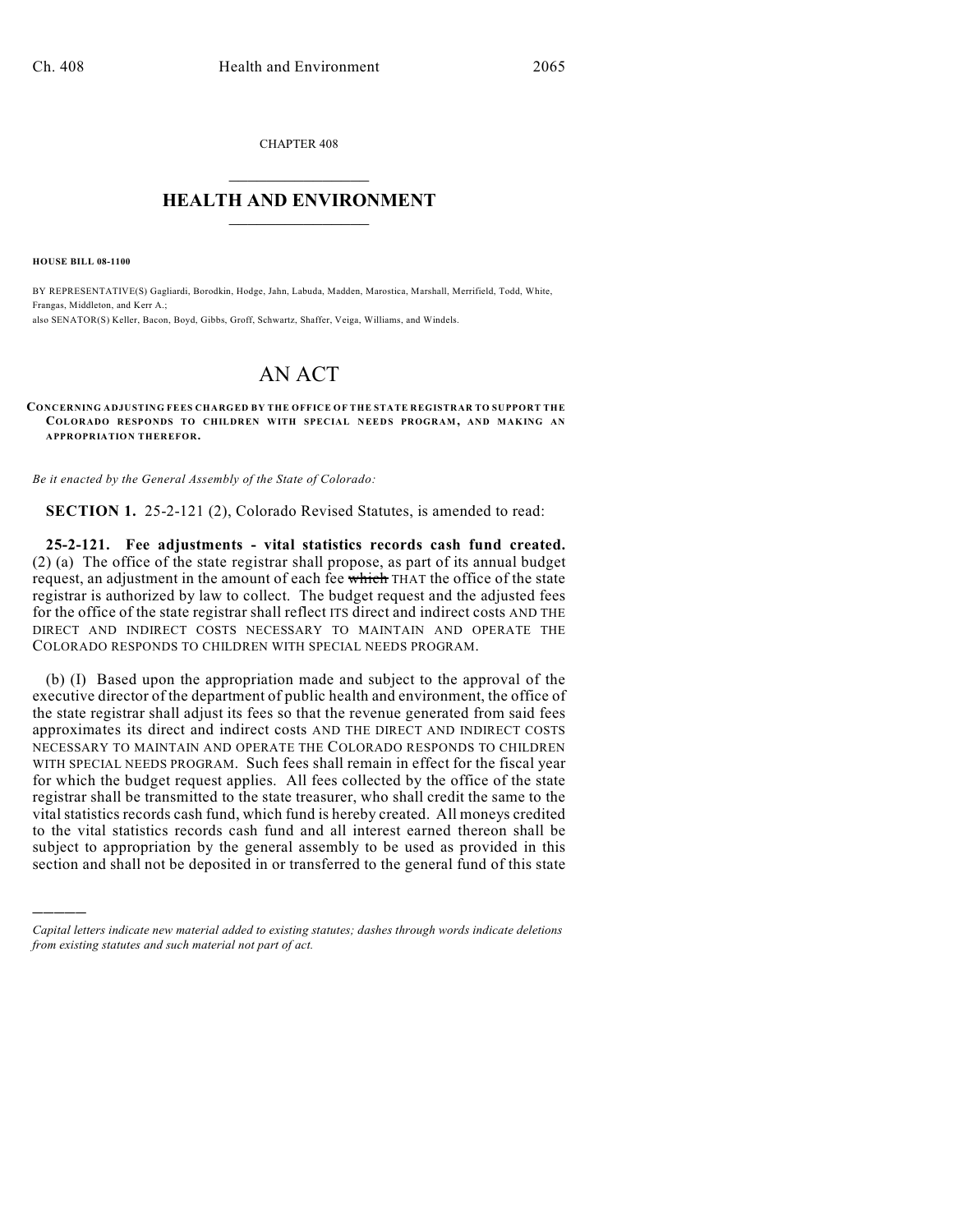CHAPTER 408

# HEALTH AND ENVIRONMENT

**HOUSE BILL 08-1100**

BY REPRESENTATIVE(S) Gagliardi, Borodkin, Hodge, Jahn, Labuda, Madden, Marostica, Marshall, Merrifield, Todd, White, Frangas, Middleton, and Kerr A.;
also SENATOR(S) Keller, Bacon, Boyd, Gibbs, Groff, Schwartz, Shaffer, Veiga, Williams, and Windels.

# AN ACT

**CONCERNING ADJUSTING FEES CHARGED BY THE OFFICE OF THE STATE REGISTRAR TO SUPPORT THE COLORADO RESPONDS TO CHILDREN WITH SPECIAL NEEDS PROGRAM, AND MAKING AN APPROPRIATION THEREFOR.**

*Be it enacted by the General Assembly of the State of Colorado:*

**SECTION 1.** 25-2-121 (2), Colorado Revised Statutes, is amended to read:

**25-2-121. Fee adjustments - vital statistics records cash fund created.** (2) (a) The office of the state registrar shall propose, as part of its annual budget request, an adjustment in the amount of each fee ~~which~~ THAT the office of the state registrar is authorized by law to collect. The budget request and the adjusted fees for the office of the state registrar shall reflect ITS direct and indirect costs AND THE DIRECT AND INDIRECT COSTS NECESSARY TO MAINTAIN AND OPERATE THE COLORADO RESPONDS TO CHILDREN WITH SPECIAL NEEDS PROGRAM.

(b) (I) Based upon the appropriation made and subject to the approval of the executive director of the department of public health and environment, the office of the state registrar shall adjust its fees so that the revenue generated from said fees approximates its direct and indirect costs AND THE DIRECT AND INDIRECT COSTS NECESSARY TO MAINTAIN AND OPERATE THE COLORADO RESPONDS TO CHILDREN WITH SPECIAL NEEDS PROGRAM. Such fees shall remain in effect for the fiscal year for which the budget request applies. All fees collected by the office of the state registrar shall be transmitted to the state treasurer, who shall credit the same to the vital statistics records cash fund, which fund is hereby created. All moneys credited to the vital statistics records cash fund and all interest earned thereon shall be subject to appropriation by the general assembly to be used as provided in this section and shall not be deposited in or transferred to the general fund of this state

---

*Capital letters indicate new material added to existing statutes; dashes through words indicate deletions from existing statutes and such material not part of act.*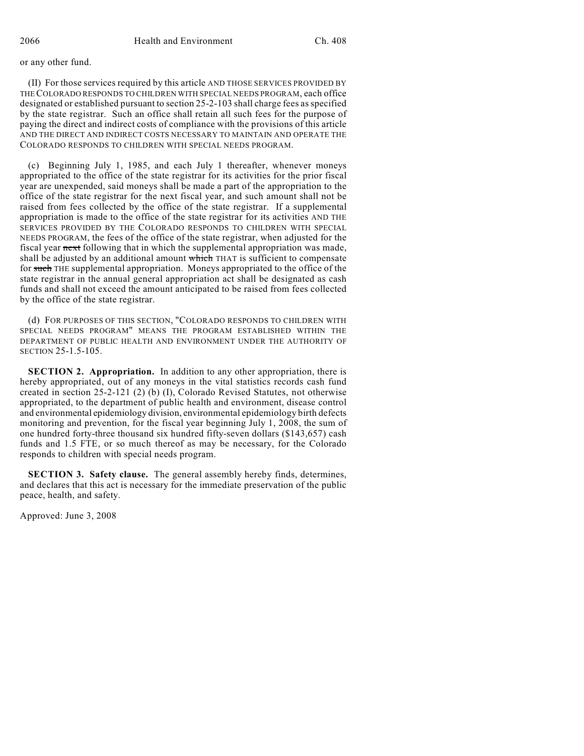or any other fund.

(II) For those services required by this article AND THOSE SERVICES PROVIDED BY THE COLORADO RESPONDS TO CHILDREN WITH SPECIAL NEEDS PROGRAM, each office designated or established pursuant to section 25-2-103 shall charge fees as specified by the state registrar. Such an office shall retain all such fees for the purpose of paying the direct and indirect costs of compliance with the provisions of this article AND THE DIRECT AND INDIRECT COSTS NECESSARY TO MAINTAIN AND OPERATE THE COLORADO RESPONDS TO CHILDREN WITH SPECIAL NEEDS PROGRAM.

(c) Beginning July 1, 1985, and each July 1 thereafter, whenever moneys appropriated to the office of the state registrar for its activities for the prior fiscal year are unexpended, said moneys shall be made a part of the appropriation to the office of the state registrar for the next fiscal year, and such amount shall not be raised from fees collected by the office of the state registrar. If a supplemental appropriation is made to the office of the state registrar for its activities AND THE SERVICES PROVIDED BY THE COLORADO RESPONDS TO CHILDREN WITH SPECIAL NEEDS PROGRAM, the fees of the office of the state registrar, when adjusted for the fiscal year ~~next~~ following that in which the supplemental appropriation was made, shall be adjusted by an additional amount ~~which~~ THAT is sufficient to compensate for ~~such~~ THE supplemental appropriation. Moneys appropriated to the office of the state registrar in the annual general appropriation act shall be designated as cash funds and shall not exceed the amount anticipated to be raised from fees collected by the office of the state registrar.

(d) FOR PURPOSES OF THIS SECTION, "COLORADO RESPONDS TO CHILDREN WITH SPECIAL NEEDS PROGRAM" MEANS THE PROGRAM ESTABLISHED WITHIN THE DEPARTMENT OF PUBLIC HEALTH AND ENVIRONMENT UNDER THE AUTHORITY OF SECTION 25-1.5-105.

**SECTION 2. Appropriation.** In addition to any other appropriation, there is hereby appropriated, out of any moneys in the vital statistics records cash fund created in section 25-2-121 (2) (b) (I), Colorado Revised Statutes, not otherwise appropriated, to the department of public health and environment, disease control and environmental epidemiology division, environmental epidemiology birth defects monitoring and prevention, for the fiscal year beginning July 1, 2008, the sum of one hundred forty-three thousand six hundred fifty-seven dollars ($143,657) cash funds and 1.5 FTE, or so much thereof as may be necessary, for the Colorado responds to children with special needs program.

**SECTION 3. Safety clause.** The general assembly hereby finds, determines, and declares that this act is necessary for the immediate preservation of the public peace, health, and safety.

Approved: June 3, 2008